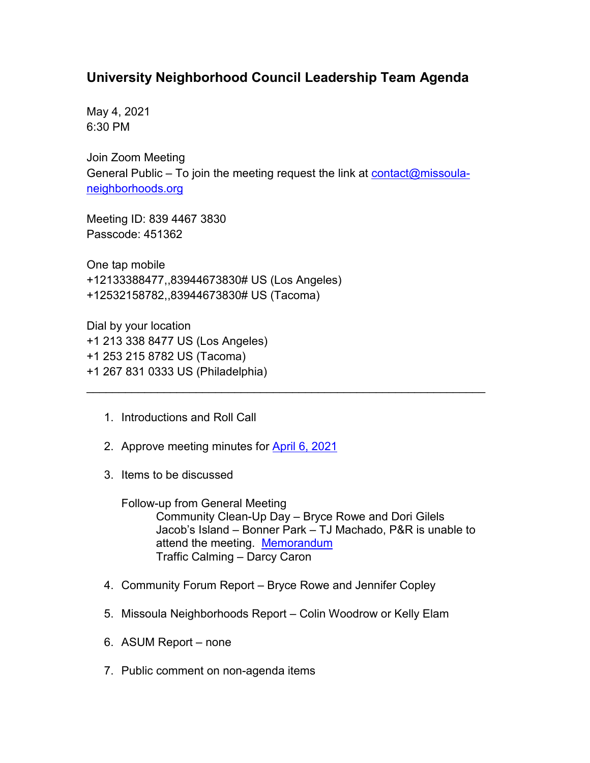# University Neighborhood Council Leadership Team Agenda

May 4, 2021
6:30 PM

Join Zoom Meeting
General Public – To join the meeting request the link at contact@missoula-neighborhoods.org

Meeting ID: 839 4467 3830
Passcode: 451362

One tap mobile
+12133388477,,83944673830# US (Los Angeles)
+12532158782,,83944673830# US (Tacoma)

Dial by your location
+1 213 338 8477 US (Los Angeles)
+1 253 215 8782 US (Tacoma)
+1 267 831 0333 US (Philadelphia)

---

1. Introductions and Roll Call

2. Approve meeting minutes for April 6, 2021

3. Items to be discussed

   Follow-up from General Meeting
   - Community Clean-Up Day – Bryce Rowe and Dori Gilels
   - Jacob's Island – Bonner Park – TJ Machado, P&R is unable to attend the meeting. Memorandum
   - Traffic Calming – Darcy Caron

4. Community Forum Report – Bryce Rowe and Jennifer Copley

5. Missoula Neighborhoods Report – Colin Woodrow or Kelly Elam

6. ASUM Report – none

7. Public comment on non-agenda items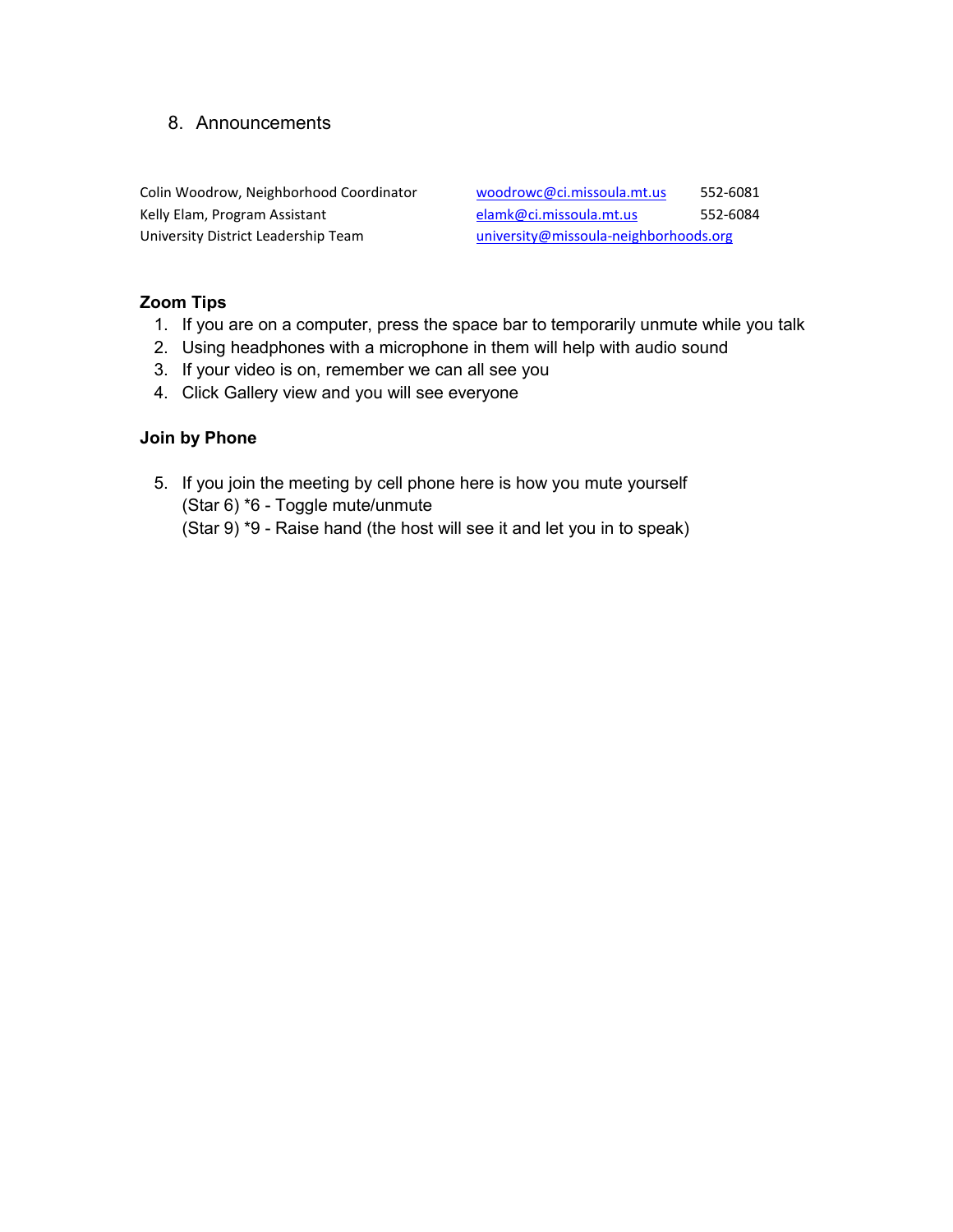8. Announcements

| | | |
|---|---|---|
| Colin Woodrow, Neighborhood Coordinator | woodrowc@ci.missoula.mt.us | 552-6081 |
| Kelly Elam, Program Assistant | elamk@ci.missoula.mt.us | 552-6084 |
| University District Leadership Team | university@missoula-neighborhoods.org | |

**Zoom Tips**

1. If you are on a computer, press the space bar to temporarily unmute while you talk
2. Using headphones with a microphone in them will help with audio sound
3. If your video is on, remember we can all see you
4. Click Gallery view and you will see everyone

**Join by Phone**

5. If you join the meeting by cell phone here is how you mute yourself
   (Star 6) *6 - Toggle mute/unmute
   (Star 9) *9 - Raise hand (the host will see it and let you in to speak)